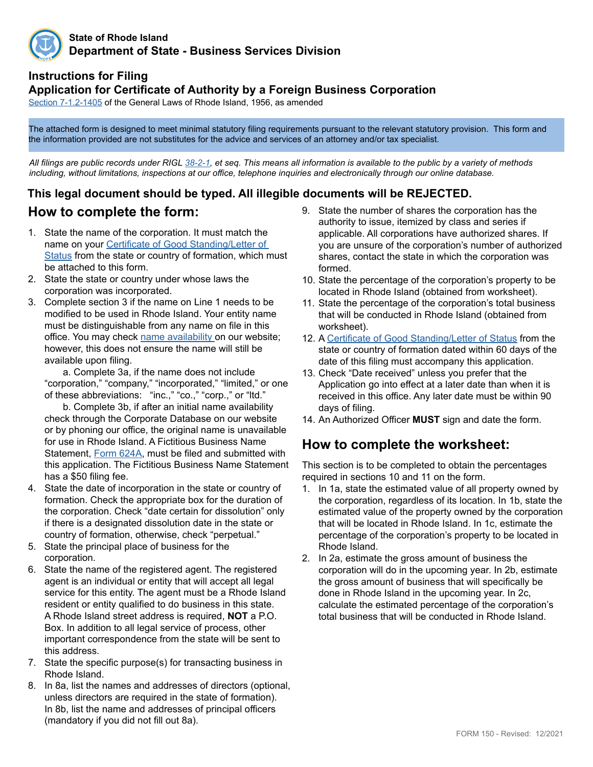**State of Rhode Island**
**Department of State - Business Services Division**

## Instructions for Filing
## Application for Certificate of Authority by a Foreign Business Corporation

Section 7-1.2-1405 of the General Laws of Rhode Island, 1956, as amended

The attached form is designed to meet minimal statutory filing requirements pursuant to the relevant statutory provision. This form and the information provided are not substitutes for the advice and services of an attorney and/or tax specialist.

*All filings are public records under RIGL 38-2-1, et seq. This means all information is available to the public by a variety of methods including, without limitations, inspections at our office, telephone inquiries and electronically through our online database.*

**This legal document should be typed. All illegible documents will be REJECTED.**

## How to complete the form:

1. State the name of the corporation. It must match the name on your Certificate of Good Standing/Letter of Status from the state or country of formation, which must be attached to this form.
2. State the state or country under whose laws the corporation was incorporated.
3. Complete section 3 if the name on Line 1 needs to be modified to be used in Rhode Island. Your entity name must be distinguishable from any name on file in this office. You may check name availability on our website; however, this does not ensure the name will still be available upon filing.

   a. Complete 3a, if the name does not include "corporation," "company," "incorporated," "limited," or one of these abbreviations: "inc.," "co.," "corp.," or "ltd."

   b. Complete 3b, if after an initial name availability check through the Corporate Database on our website or by phoning our office, the original name is unavailable for use in Rhode Island. A Fictitious Business Name Statement, Form 624A, must be filed and submitted with this application. The Fictitious Business Name Statement has a $50 filing fee.
4. State the date of incorporation in the state or country of formation. Check the appropriate box for the duration of the corporation. Check "date certain for dissolution" only if there is a designated dissolution date in the state or country of formation, otherwise, check "perpetual."
5. State the principal place of business for the corporation.
6. State the name of the registered agent. The registered agent is an individual or entity that will accept all legal service for this entity. The agent must be a Rhode Island resident or entity qualified to do business in this state. A Rhode Island street address is required, **NOT** a P.O. Box. In addition to all legal service of process, other important correspondence from the state will be sent to this address.
7. State the specific purpose(s) for transacting business in Rhode Island.
8. In 8a, list the names and addresses of directors (optional, unless directors are required in the state of formation). In 8b, list the name and addresses of principal officers (mandatory if you did not fill out 8a).
9. State the number of shares the corporation has the authority to issue, itemized by class and series if applicable. All corporations have authorized shares. If you are unsure of the corporation's number of authorized shares, contact the state in which the corporation was formed.
10. State the percentage of the corporation's property to be located in Rhode Island (obtained from worksheet).
11. State the percentage of the corporation's total business that will be conducted in Rhode Island (obtained from worksheet).
12. A Certificate of Good Standing/Letter of Status from the state or country of formation dated within 60 days of the date of this filing must accompany this application.
13. Check "Date received" unless you prefer that the Application go into effect at a later date than when it is received in this office. Any later date must be within 90 days of filing.
14. An Authorized Officer **MUST** sign and date the form.

## How to complete the worksheet:

This section is to be completed to obtain the percentages required in sections 10 and 11 on the form.

1. In 1a, state the estimated value of all property owned by the corporation, regardless of its location. In 1b, state the estimated value of the property owned by the corporation that will be located in Rhode Island. In 1c, estimate the percentage of the corporation's property to be located in Rhode Island.
2. In 2a, estimate the gross amount of business the corporation will do in the upcoming year. In 2b, estimate the gross amount of business that will specifically be done in Rhode Island in the upcoming year. In 2c, calculate the estimated percentage of the corporation's total business that will be conducted in Rhode Island.

FORM 150 - Revised: 12/2021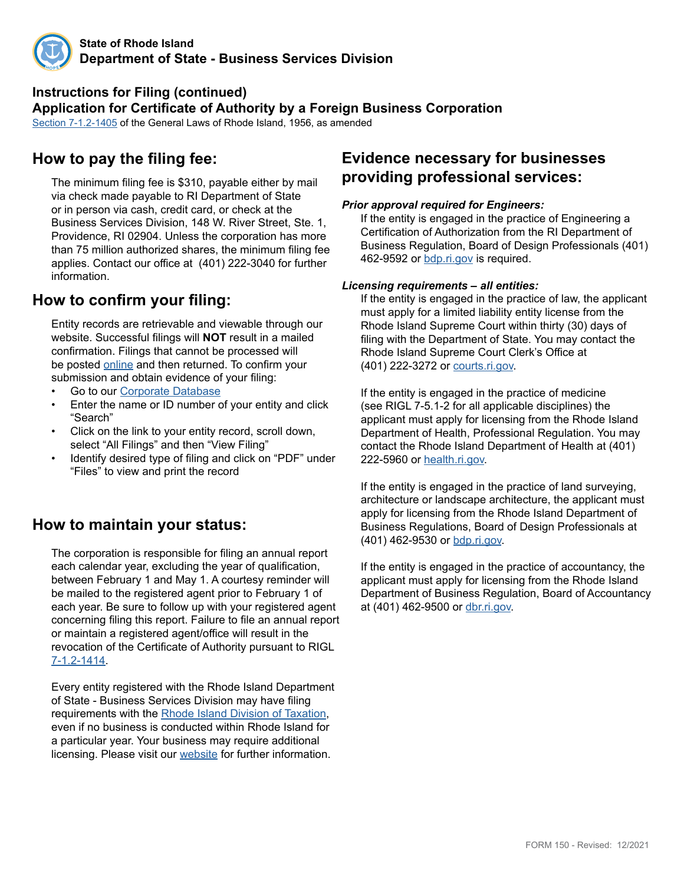**State of Rhode Island**
**Department of State - Business Services Division**

## Instructions for Filing (continued)
## Application for Certificate of Authority by a Foreign Business Corporation

Section 7-1.2-1405 of the General Laws of Rhode Island, 1956, as amended

## How to pay the filing fee:

The minimum filing fee is $310, payable either by mail via check made payable to RI Department of State or in person via cash, credit card, or check at the Business Services Division, 148 W. River Street, Ste. 1, Providence, RI 02904. Unless the corporation has more than 75 million authorized shares, the minimum filing fee applies. Contact our office at (401) 222-3040 for further information.

## How to confirm your filing:

Entity records are retrievable and viewable through our website. Successful filings will **NOT** result in a mailed confirmation. Filings that cannot be processed will be posted online and then returned. To confirm your submission and obtain evidence of your filing:

- Go to our Corporate Database
- Enter the name or ID number of your entity and click "Search"
- Click on the link to your entity record, scroll down, select "All Filings" and then "View Filing"
- Identify desired type of filing and click on "PDF" under "Files" to view and print the record

## How to maintain your status:

The corporation is responsible for filing an annual report each calendar year, excluding the year of qualification, between February 1 and May 1. A courtesy reminder will be mailed to the registered agent prior to February 1 of each year. Be sure to follow up with your registered agent concerning filing this report. Failure to file an annual report or maintain a registered agent/office will result in the revocation of the Certificate of Authority pursuant to RIGL 7-1.2-1414.

Every entity registered with the Rhode Island Department of State - Business Services Division may have filing requirements with the Rhode Island Division of Taxation, even if no business is conducted within Rhode Island for a particular year. Your business may require additional licensing. Please visit our website for further information.

## Evidence necessary for businesses providing professional services:

***Prior approval required for Engineers:***

If the entity is engaged in the practice of Engineering a Certification of Authorization from the RI Department of Business Regulation, Board of Design Professionals (401) 462-9592 or bdp.ri.gov is required.

***Licensing requirements – all entities:***

If the entity is engaged in the practice of law, the applicant must apply for a limited liability entity license from the Rhode Island Supreme Court within thirty (30) days of filing with the Department of State. You may contact the Rhode Island Supreme Court Clerk's Office at (401) 222-3272 or courts.ri.gov.

If the entity is engaged in the practice of medicine (see RIGL 7-5.1-2 for all applicable disciplines) the applicant must apply for licensing from the Rhode Island Department of Health, Professional Regulation. You may contact the Rhode Island Department of Health at (401) 222-5960 or health.ri.gov.

If the entity is engaged in the practice of land surveying, architecture or landscape architecture, the applicant must apply for licensing from the Rhode Island Department of Business Regulations, Board of Design Professionals at (401) 462-9530 or bdp.ri.gov.

If the entity is engaged in the practice of accountancy, the applicant must apply for licensing from the Rhode Island Department of Business Regulation, Board of Accountancy at (401) 462-9500 or dbr.ri.gov.

FORM 150 - Revised: 12/2021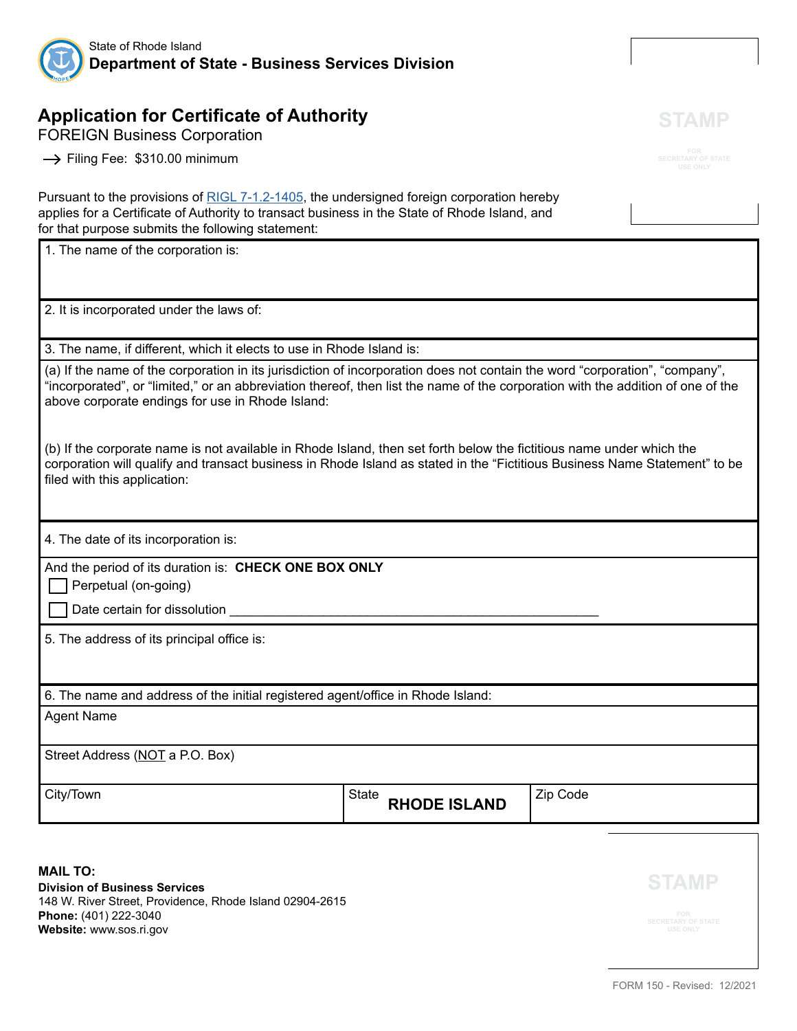State of Rhode Island
**Department of State - Business Services Division**

STAMP

FOR SECRETARY OF STATE USE ONLY

# Application for Certificate of Authority

## FOREIGN Business Corporation

→ Filing Fee: $310.00 minimum

Pursuant to the provisions of RIGL 7-1.2-1405, the undersigned foreign corporation hereby applies for a Certificate of Authority to transact business in the State of Rhode Island, and for that purpose submits the following statement:

1. The name of the corporation is:

2. It is incorporated under the laws of:

3. The name, if different, which it elects to use in Rhode Island is:

(a) If the name of the corporation in its jurisdiction of incorporation does not contain the word "corporation", "company", "incorporated", or "limited," or an abbreviation thereof, then list the name of the corporation with the addition of one of the above corporate endings for use in Rhode Island:

(b) If the corporate name is not available in Rhode Island, then set forth below the fictitious name under which the corporation will qualify and transact business in Rhode Island as stated in the "Fictitious Business Name Statement" to be filed with this application:

4. The date of its incorporation is:

And the period of its duration is: **CHECK ONE BOX ONLY**

☐ Perpetual (on-going)

☐ Date certain for dissolution ____________________________________________

5. The address of its principal office is:

6. The name and address of the initial registered agent/office in Rhode Island:

| Agent Name | | |
|---|---|---|
| Street Address (NOT a P.O. Box) | | |
| City/Town | State **RHODE ISLAND** | Zip Code |

**MAIL TO:**
**Division of Business Services**
148 W. River Street, Providence, Rhode Island 02904-2615
**Phone:** (401) 222-3040
**Website:** www.sos.ri.gov

STAMP

FOR SECRETARY OF STATE USE ONLY

FORM 150 - Revised: 12/2021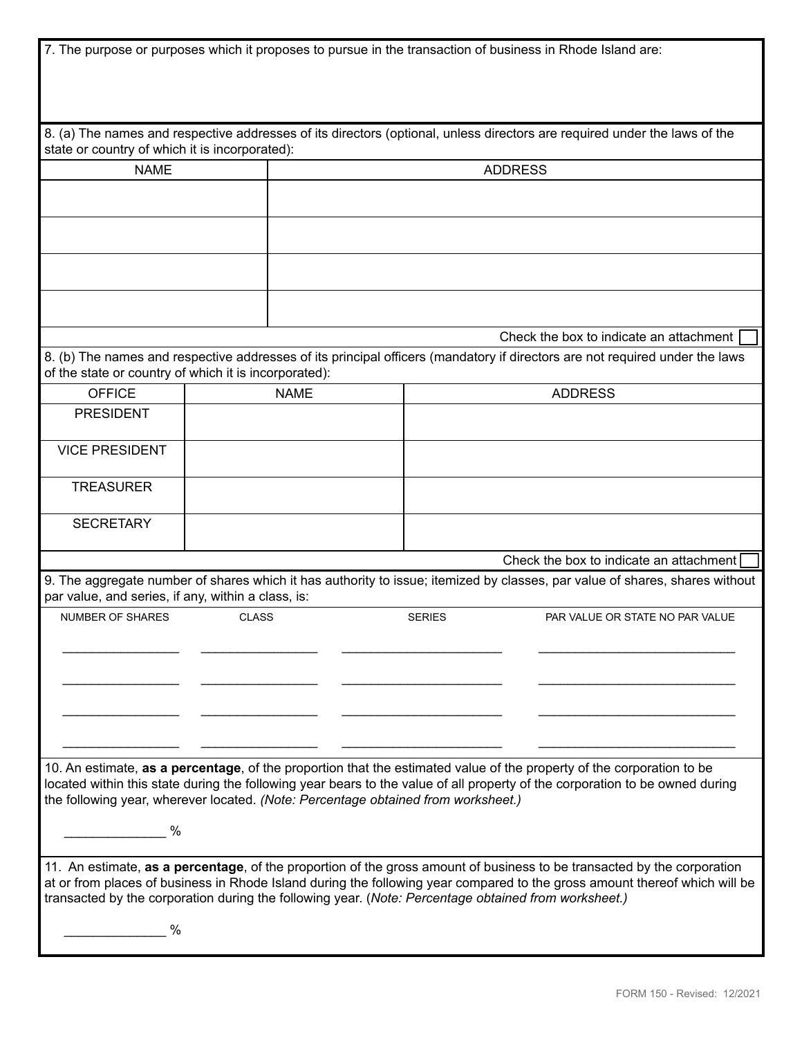7. The purpose or purposes which it proposes to pursue in the transaction of business in Rhode Island are:

8. (a) The names and respective addresses of its directors (optional, unless directors are required under the laws of the state or country of which it is incorporated):

| NAME | ADDRESS |
| --- | --- |
| | |
| | |
| | |
| | |

Check the box to indicate an attachment ☐

8. (b) The names and respective addresses of its principal officers (mandatory if directors are not required under the laws of the state or country of which it is incorporated):

| OFFICE | NAME | ADDRESS |
| --- | --- | --- |
| PRESIDENT | | |
| VICE PRESIDENT | | |
| TREASURER | | |
| SECRETARY | | |

Check the box to indicate an attachment ☐

9. The aggregate number of shares which it has authority to issue; itemized by classes, par value of shares, shares without par value, and series, if any, within a class, is:

| NUMBER OF SHARES | CLASS | SERIES | PAR VALUE OR STATE NO PAR VALUE |
| --- | --- | --- | --- |
| ________________ | ________________ | ______________________ | ___________________________ |
| ________________ | ________________ | ______________________ | ___________________________ |
| ________________ | ________________ | ______________________ | ___________________________ |
| ________________ | ________________ | ______________________ | ___________________________ |

10. An estimate, **as a percentage**, of the proportion that the estimated value of the property of the corporation to be located within this state during the following year bears to the value of all property of the corporation to be owned during the following year, wherever located. *(Note: Percentage obtained from worksheet.)*

______________ %

11. An estimate, **as a percentage**, of the proportion of the gross amount of business to be transacted by the corporation at or from places of business in Rhode Island during the following year compared to the gross amount thereof which will be transacted by the corporation during the following year. (*Note: Percentage obtained from worksheet.)*

______________ %

FORM 150 - Revised: 12/2021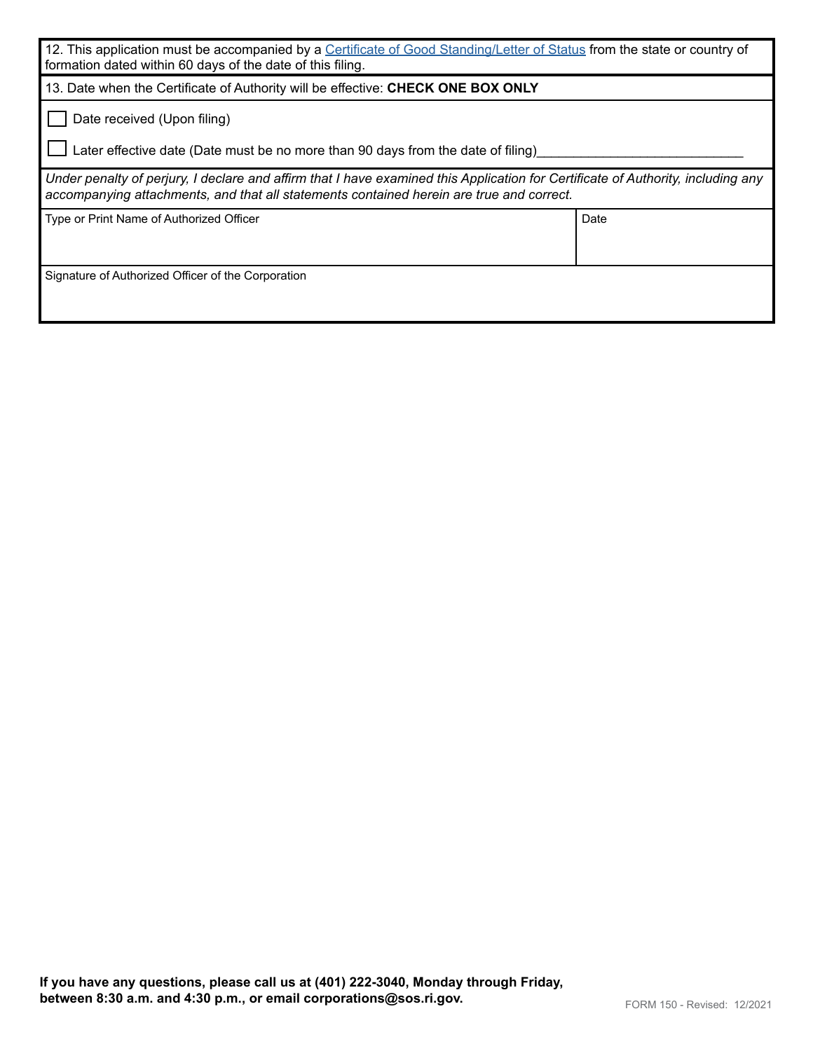12. This application must be accompanied by a [Certificate of Good Standing/Letter of Status] from the state or country of formation dated within 60 days of the date of this filing.

13. Date when the Certificate of Authority will be effective: **CHECK ONE BOX ONLY**

☐ Date received (Upon filing)

☐ Later effective date (Date must be no more than 90 days from the date of filing)____________________________

*Under penalty of perjury, I declare and affirm that I have examined this Application for Certificate of Authority, including any accompanying attachments, and that all statements contained herein are true and correct.*

| Type or Print Name of Authorized Officer | Date |
| --- | --- |
| | |

| Signature of Authorized Officer of the Corporation |
| --- |
| |

**If you have any questions, please call us at (401) 222-3040, Monday through Friday, between 8:30 a.m. and 4:30 p.m., or email corporations@sos.ri.gov.**

FORM 150 - Revised: 12/2021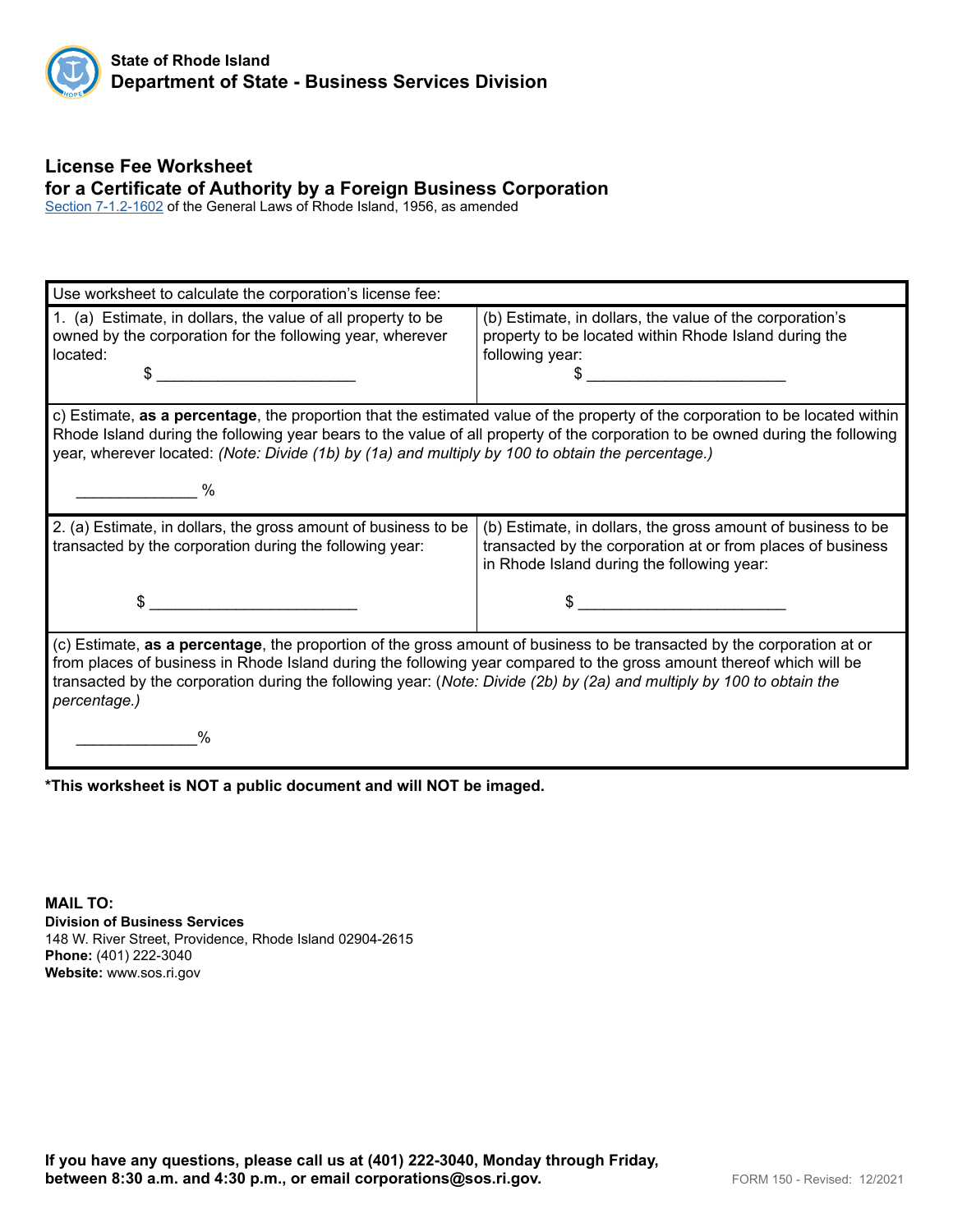**State of Rhode Island**
**Department of State - Business Services Division**

## License Fee Worksheet
## for a Certificate of Authority by a Foreign Business Corporation

Section 7-1.2-1602 of the General Laws of Rhode Island, 1956, as amended

| Use worksheet to calculate the corporation's license fee: | |
|---|---|
| 1. (a) Estimate, in dollars, the value of all property to be owned by the corporation for the following year, wherever located: $ _______________________ | (b) Estimate, in dollars, the value of the corporation's property to be located within Rhode Island during the following year: $ _______________________ |
| c) Estimate, **as a percentage**, the proportion that the estimated value of the property of the corporation to be located within Rhode Island during the following year bears to the value of all property of the corporation to be owned during the following year, wherever located: *(Note: Divide (1b) by (1a) and multiply by 100 to obtain the percentage.)* _____________ % | |
| 2. (a) Estimate, in dollars, the gross amount of business to be transacted by the corporation during the following year: $ _______________________ | (b) Estimate, in dollars, the gross amount of business to be transacted by the corporation at or from places of business in Rhode Island during the following year: $ _______________________ |
| (c) Estimate, **as a percentage**, the proportion of the gross amount of business to be transacted by the corporation at or from places of business in Rhode Island during the following year compared to the gross amount thereof which will be transacted by the corporation during the following year: (*Note: Divide (2b) by (2a) and multiply by 100 to obtain the percentage.)* _____________% | |

***This worksheet is NOT a public document and will NOT be imaged.**

**MAIL TO:**
**Division of Business Services**
148 W. River Street, Providence, Rhode Island 02904-2615
**Phone:** (401) 222-3040
**Website:** www.sos.ri.gov

**If you have any questions, please call us at (401) 222-3040, Monday through Friday, between 8:30 a.m. and 4:30 p.m., or email corporations@sos.ri.gov.**

FORM 150 - Revised: 12/2021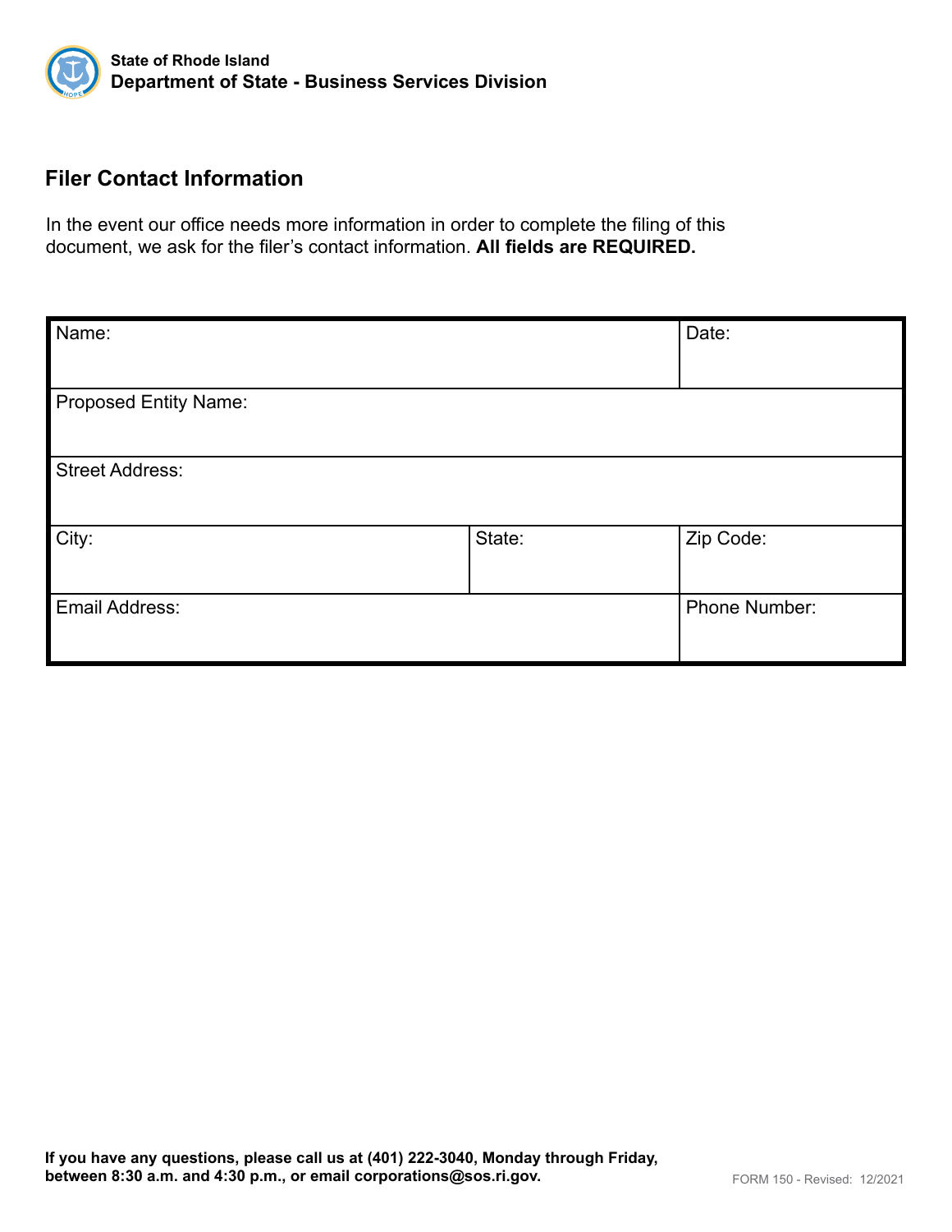State of Rhode Island
**Department of State - Business Services Division**

## Filer Contact Information

In the event our office needs more information in order to complete the filing of this document, we ask for the filer's contact information. **All fields are REQUIRED.**

| | | |
|---|---|---|
| Name: | | Date: |
| Proposed Entity Name: | | |
| Street Address: | | |
| City: | State: | Zip Code: |
| Email Address: | | Phone Number: |

**If you have any questions, please call us at (401) 222-3040, Monday through Friday, between 8:30 a.m. and 4:30 p.m., or email corporations@sos.ri.gov.**

FORM 150 - Revised: 12/2021